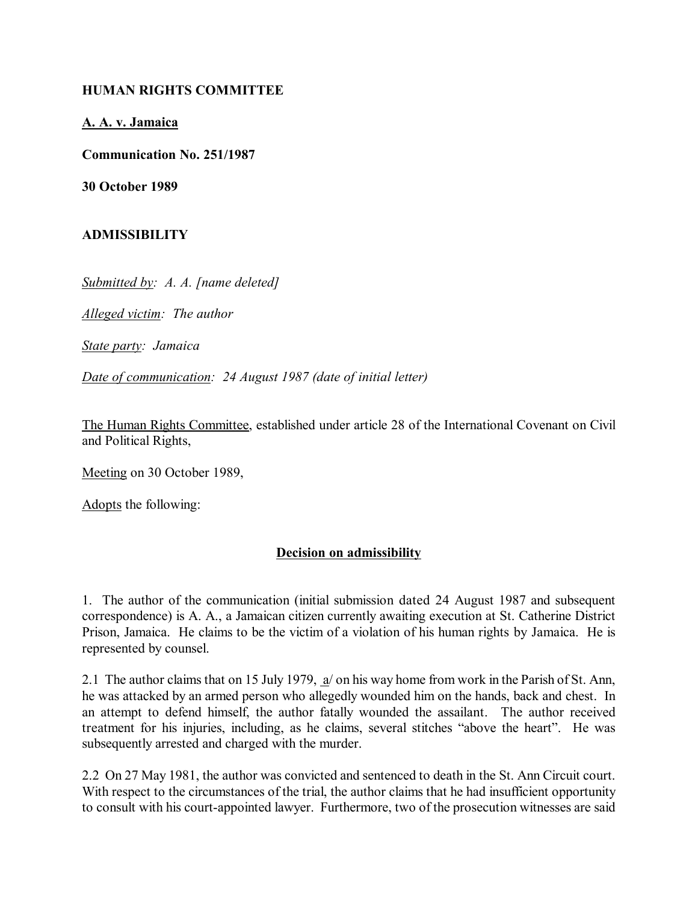**HUMAN RIGHTS COMMITTEE**

**A. A. v. Jamaica**

**Communication No. 251/1987**

**30 October 1989**

**ADMISSIBILITY**

*Submitted by: A. A. [name deleted]*

*Alleged victim: The author*

*State party: Jamaica*

*Date of communication: 24 August 1987 (date of initial letter)*

The Human Rights Committee, established under article 28 of the International Covenant on Civil and Political Rights,

Meeting on 30 October 1989,

Adopts the following:

**Decision on admissibility**

1. The author of the communication (initial submission dated 24 August 1987 and subsequent correspondence) is A. A., a Jamaican citizen currently awaiting execution at St. Catherine District Prison, Jamaica. He claims to be the victim of a violation of his human rights by Jamaica. He is represented by counsel.

2.1 The author claims that on 15 July 1979, a/ on his way home from work in the Parish of St. Ann, he was attacked by an armed person who allegedly wounded him on the hands, back and chest. In an attempt to defend himself, the author fatally wounded the assailant. The author received treatment for his injuries, including, as he claims, several stitches "above the heart". He was subsequently arrested and charged with the murder.

2.2 On 27 May 1981, the author was convicted and sentenced to death in the St. Ann Circuit court. With respect to the circumstances of the trial, the author claims that he had insufficient opportunity to consult with his court-appointed lawyer. Furthermore, two of the prosecution witnesses are said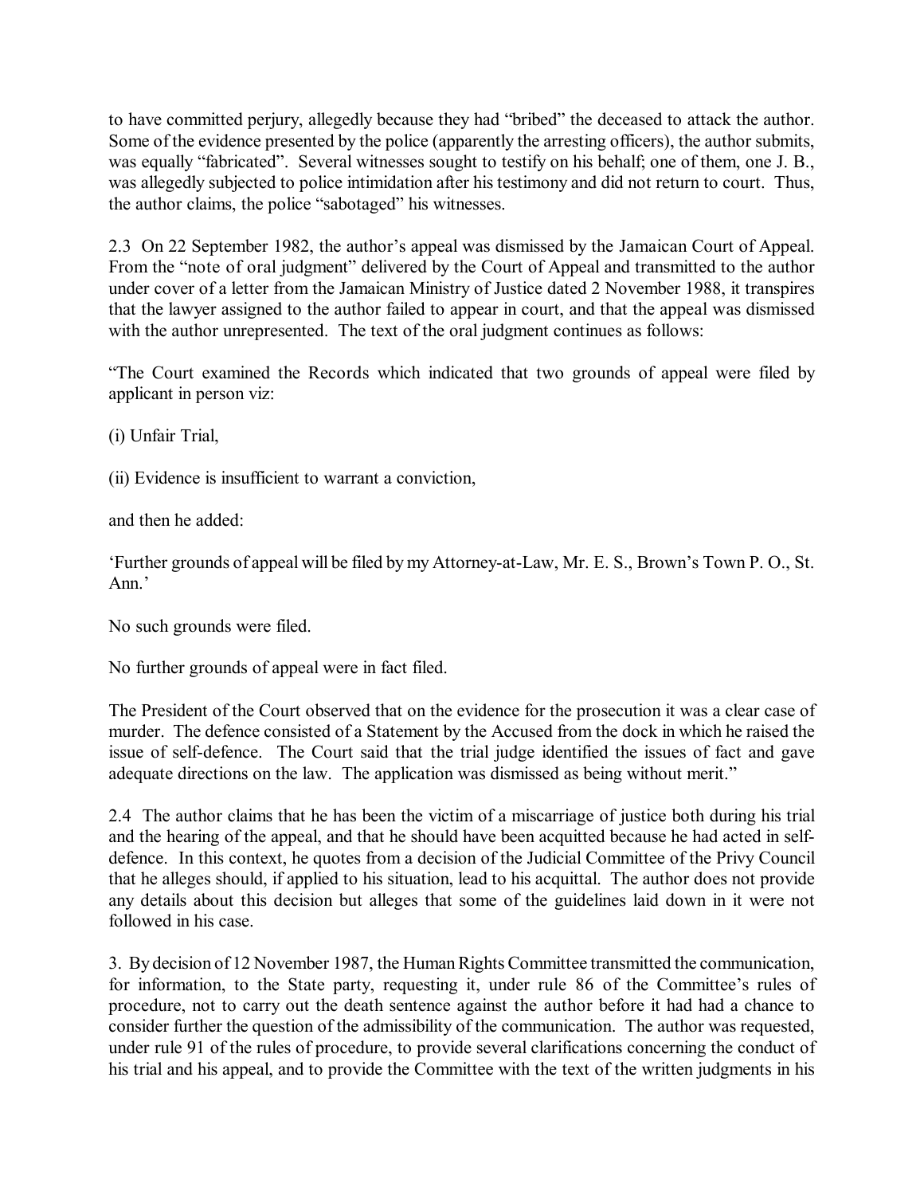to have committed perjury, allegedly because they had "bribed" the deceased to attack the author. Some of the evidence presented by the police (apparently the arresting officers), the author submits, was equally "fabricated". Several witnesses sought to testify on his behalf; one of them, one J. B., was allegedly subjected to police intimidation after his testimony and did not return to court. Thus, the author claims, the police "sabotaged" his witnesses.

2.3 On 22 September 1982, the author's appeal was dismissed by the Jamaican Court of Appeal. From the "note of oral judgment" delivered by the Court of Appeal and transmitted to the author under cover of a letter from the Jamaican Ministry of Justice dated 2 November 1988, it transpires that the lawyer assigned to the author failed to appear in court, and that the appeal was dismissed with the author unrepresented. The text of the oral judgment continues as follows:

"The Court examined the Records which indicated that two grounds of appeal were filed by applicant in person viz:

(i) Unfair Trial,

(ii) Evidence is insufficient to warrant a conviction,

and then he added:

'Further grounds of appeal will be filed by my Attorney-at-Law, Mr. E. S., Brown's Town P. O., St. Ann.'

No such grounds were filed.

No further grounds of appeal were in fact filed.

The President of the Court observed that on the evidence for the prosecution it was a clear case of murder. The defence consisted of a Statement by the Accused from the dock in which he raised the issue of self-defence. The Court said that the trial judge identified the issues of fact and gave adequate directions on the law. The application was dismissed as being without merit."

2.4 The author claims that he has been the victim of a miscarriage of justice both during his trial and the hearing of the appeal, and that he should have been acquitted because he had acted in self-defence. In this context, he quotes from a decision of the Judicial Committee of the Privy Council that he alleges should, if applied to his situation, lead to his acquittal. The author does not provide any details about this decision but alleges that some of the guidelines laid down in it were not followed in his case.

3. By decision of 12 November 1987, the Human Rights Committee transmitted the communication, for information, to the State party, requesting it, under rule 86 of the Committee's rules of procedure, not to carry out the death sentence against the author before it had had a chance to consider further the question of the admissibility of the communication. The author was requested, under rule 91 of the rules of procedure, to provide several clarifications concerning the conduct of his trial and his appeal, and to provide the Committee with the text of the written judgments in his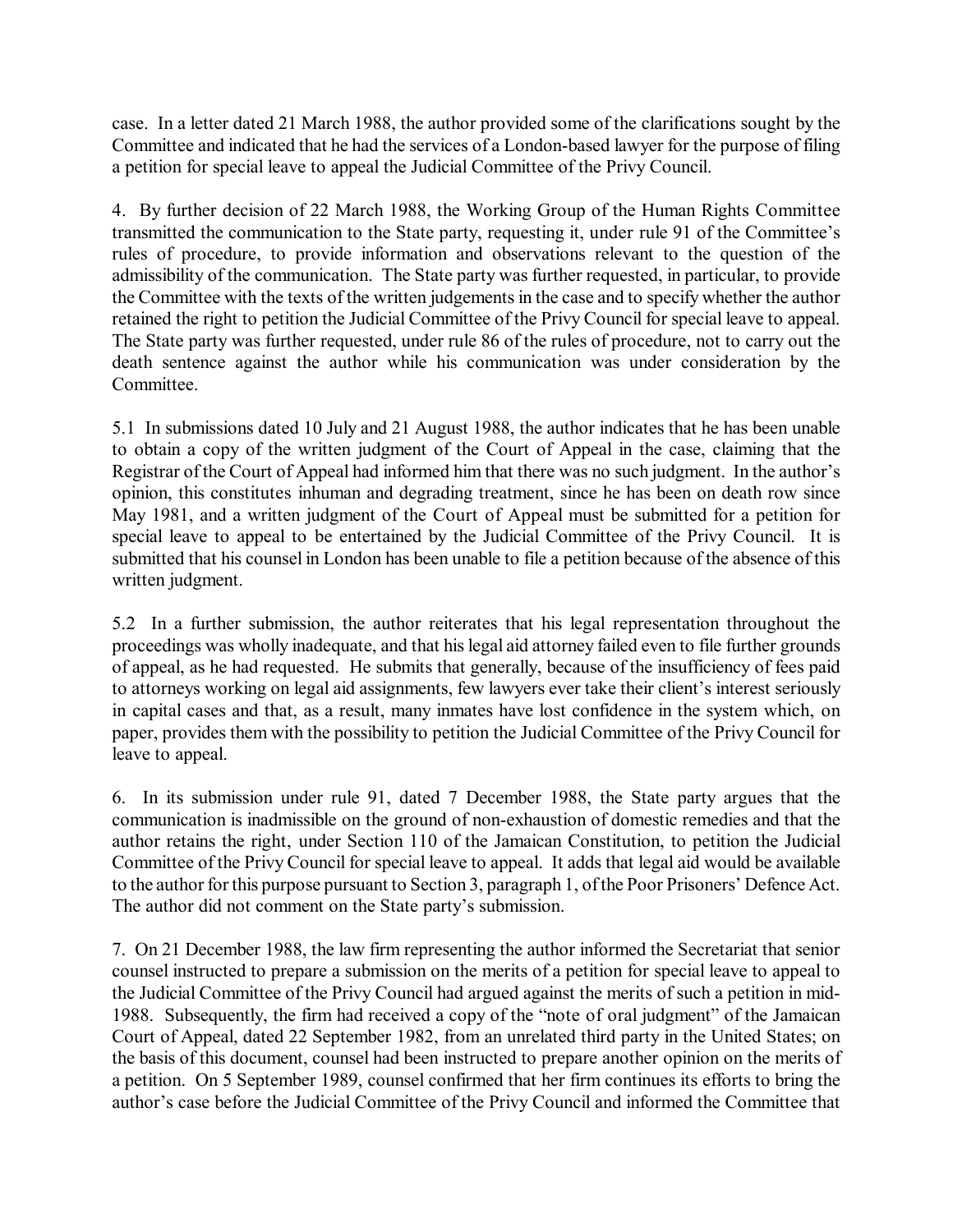case. In a letter dated 21 March 1988, the author provided some of the clarifications sought by the Committee and indicated that he had the services of a London-based lawyer for the purpose of filing a petition for special leave to appeal the Judicial Committee of the Privy Council.

4. By further decision of 22 March 1988, the Working Group of the Human Rights Committee transmitted the communication to the State party, requesting it, under rule 91 of the Committee's rules of procedure, to provide information and observations relevant to the question of the admissibility of the communication. The State party was further requested, in particular, to provide the Committee with the texts of the written judgements in the case and to specify whether the author retained the right to petition the Judicial Committee of the Privy Council for special leave to appeal. The State party was further requested, under rule 86 of the rules of procedure, not to carry out the death sentence against the author while his communication was under consideration by the Committee.

5.1 In submissions dated 10 July and 21 August 1988, the author indicates that he has been unable to obtain a copy of the written judgment of the Court of Appeal in the case, claiming that the Registrar of the Court of Appeal had informed him that there was no such judgment. In the author's opinion, this constitutes inhuman and degrading treatment, since he has been on death row since May 1981, and a written judgment of the Court of Appeal must be submitted for a petition for special leave to appeal to be entertained by the Judicial Committee of the Privy Council. It is submitted that his counsel in London has been unable to file a petition because of the absence of this written judgment.

5.2 In a further submission, the author reiterates that his legal representation throughout the proceedings was wholly inadequate, and that his legal aid attorney failed even to file further grounds of appeal, as he had requested. He submits that generally, because of the insufficiency of fees paid to attorneys working on legal aid assignments, few lawyers ever take their client's interest seriously in capital cases and that, as a result, many inmates have lost confidence in the system which, on paper, provides them with the possibility to petition the Judicial Committee of the Privy Council for leave to appeal.

6. In its submission under rule 91, dated 7 December 1988, the State party argues that the communication is inadmissible on the ground of non-exhaustion of domestic remedies and that the author retains the right, under Section 110 of the Jamaican Constitution, to petition the Judicial Committee of the Privy Council for special leave to appeal. It adds that legal aid would be available to the author for this purpose pursuant to Section 3, paragraph 1, of the Poor Prisoners' Defence Act. The author did not comment on the State party's submission.

7. On 21 December 1988, the law firm representing the author informed the Secretariat that senior counsel instructed to prepare a submission on the merits of a petition for special leave to appeal to the Judicial Committee of the Privy Council had argued against the merits of such a petition in mid-1988. Subsequently, the firm had received a copy of the "note of oral judgment" of the Jamaican Court of Appeal, dated 22 September 1982, from an unrelated third party in the United States; on the basis of this document, counsel had been instructed to prepare another opinion on the merits of a petition. On 5 September 1989, counsel confirmed that her firm continues its efforts to bring the author's case before the Judicial Committee of the Privy Council and informed the Committee that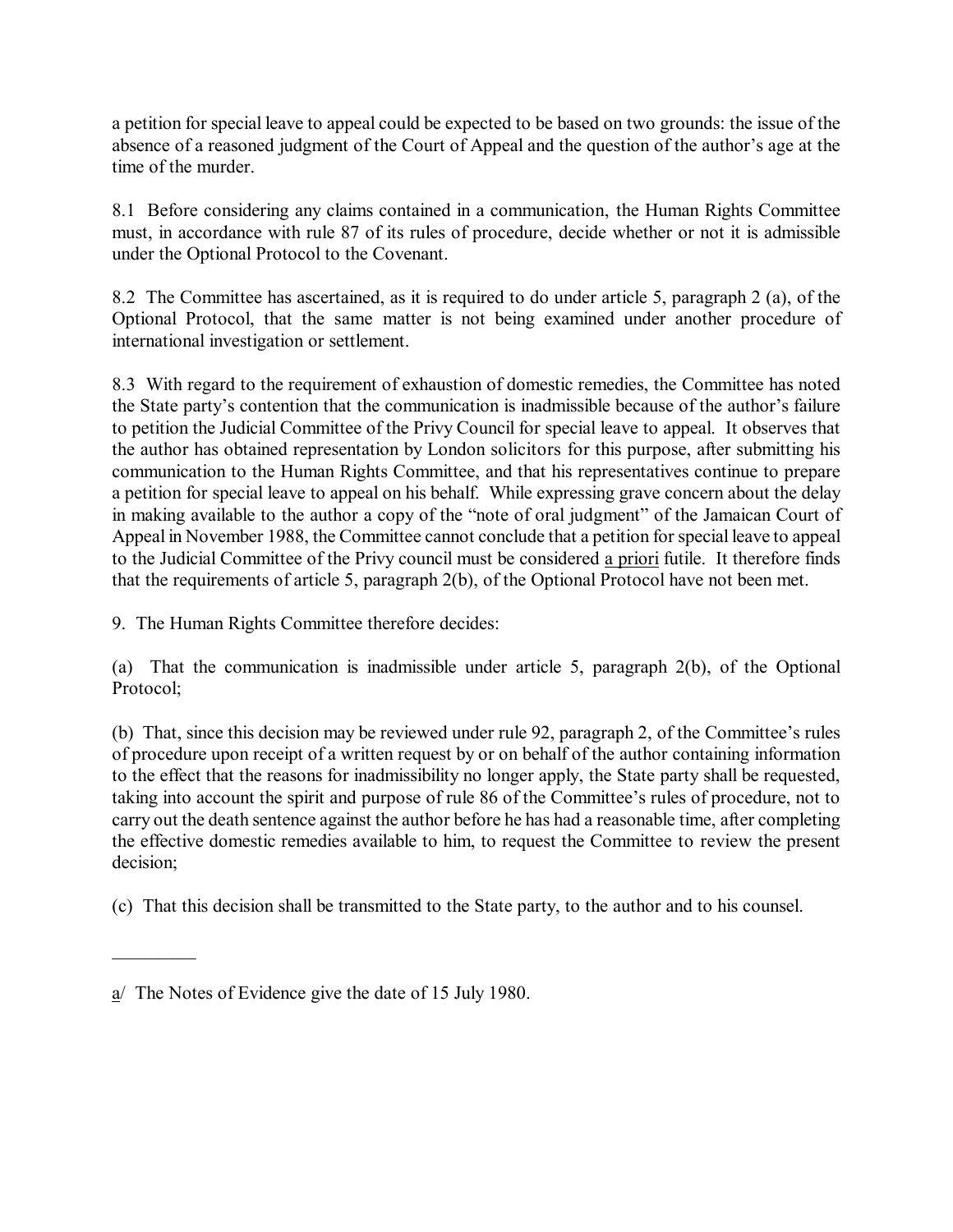a petition for special leave to appeal could be expected to be based on two grounds: the issue of the absence of a reasoned judgment of the Court of Appeal and the question of the author's age at the time of the murder.

8.1 Before considering any claims contained in a communication, the Human Rights Committee must, in accordance with rule 87 of its rules of procedure, decide whether or not it is admissible under the Optional Protocol to the Covenant.

8.2 The Committee has ascertained, as it is required to do under article 5, paragraph 2 (a), of the Optional Protocol, that the same matter is not being examined under another procedure of international investigation or settlement.

8.3 With regard to the requirement of exhaustion of domestic remedies, the Committee has noted the State party's contention that the communication is inadmissible because of the author's failure to petition the Judicial Committee of the Privy Council for special leave to appeal. It observes that the author has obtained representation by London solicitors for this purpose, after submitting his communication to the Human Rights Committee, and that his representatives continue to prepare a petition for special leave to appeal on his behalf. While expressing grave concern about the delay in making available to the author a copy of the "note of oral judgment" of the Jamaican Court of Appeal in November 1988, the Committee cannot conclude that a petition for special leave to appeal to the Judicial Committee of the Privy council must be considered a priori futile. It therefore finds that the requirements of article 5, paragraph 2(b), of the Optional Protocol have not been met.

9. The Human Rights Committee therefore decides:

(a) That the communication is inadmissible under article 5, paragraph 2(b), of the Optional Protocol;

(b) That, since this decision may be reviewed under rule 92, paragraph 2, of the Committee's rules of procedure upon receipt of a written request by or on behalf of the author containing information to the effect that the reasons for inadmissibility no longer apply, the State party shall be requested, taking into account the spirit and purpose of rule 86 of the Committee's rules of procedure, not to carry out the death sentence against the author before he has had a reasonable time, after completing the effective domestic remedies available to him, to request the Committee to review the present decision;

(c) That this decision shall be transmitted to the State party, to the author and to his counsel.

---

a/ The Notes of Evidence give the date of 15 July 1980.